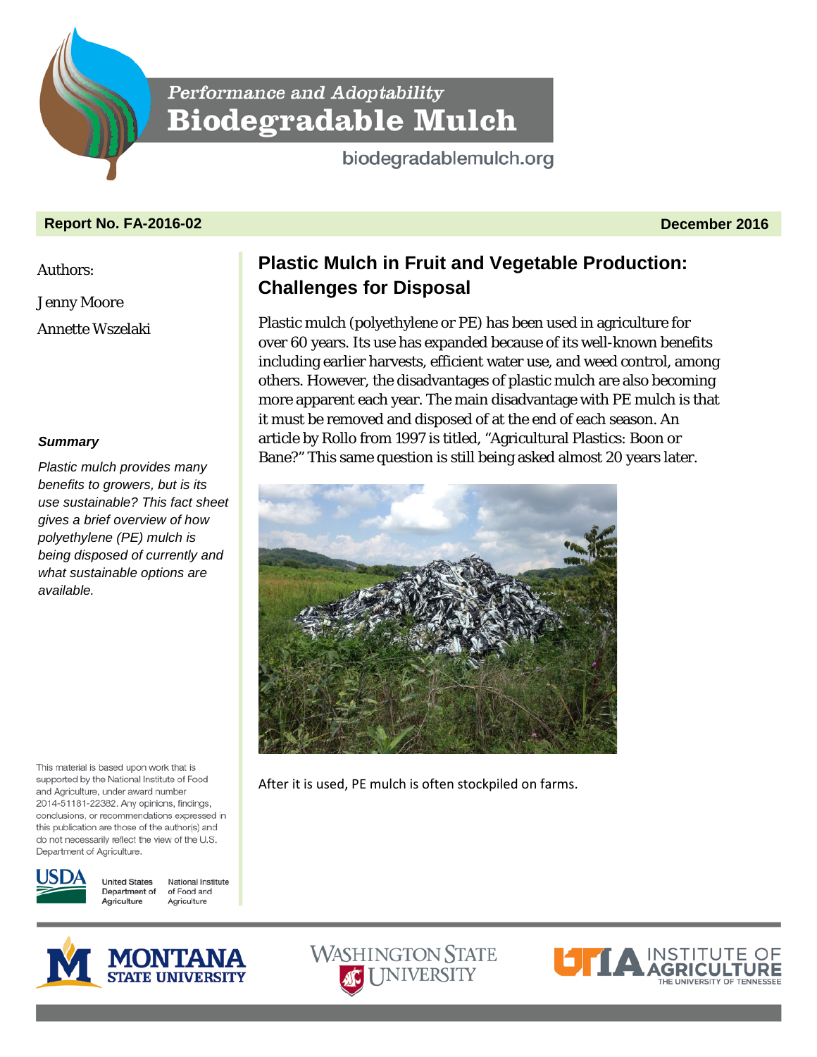Performance and Adoptability

# Biodegradable Mulch

biodegradablemulch.org

**Report No. FA-2016-02** **December 2016**

Authors:

Jenny Moore

Annette Wszelaki

***Summary***

*Plastic mulch provides many benefits to growers, but is its use sustainable? This fact sheet gives a brief overview of how polyethylene (PE) mulch is being disposed of currently and what sustainable options are available.*

## Plastic Mulch in Fruit and Vegetable Production: Challenges for Disposal

Plastic mulch (polyethylene or PE) has been used in agriculture for over 60 years. Its use has expanded because of its well-known benefits including earlier harvests, efficient water use, and weed control, among others. However, the disadvantages of plastic mulch are also becoming more apparent each year. The main disadvantage with PE mulch is that it must be removed and disposed of at the end of each season. An article by Rollo from 1997 is titled, "Agricultural Plastics: Boon or Bane?" This same question is still being asked almost 20 years later.

After it is used, PE mulch is often stockpiled on farms.

This material is based upon work that is supported by the National Institute of Food and Agriculture, under award number 2014-51181-22382. Any opinions, findings, conclusions, or recommendations expressed in this publication are those of the author(s) and do not necessarily reflect the view of the U.S. Department of Agriculture.

USDA United States Department of Agriculture National Institute of Food and Agriculture

Montana State University Washington State University UTIA Institute of Agriculture The University of Tennessee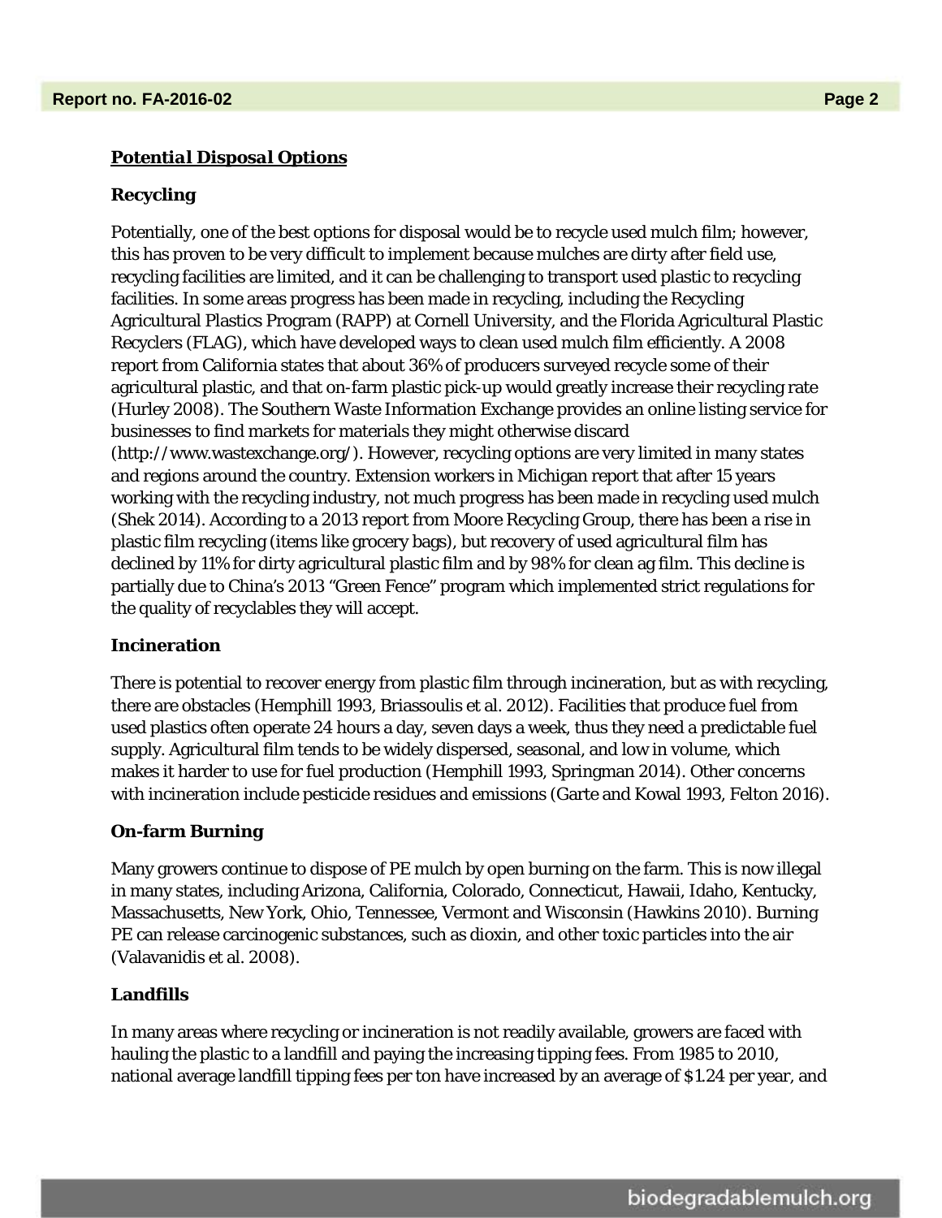## ***Potential Disposal Options***

### Recycling

Potentially, one of the best options for disposal would be to recycle used mulch film; however, this has proven to be very difficult to implement because mulches are dirty after field use, recycling facilities are limited, and it can be challenging to transport used plastic to recycling facilities. In some areas progress has been made in recycling, including the Recycling Agricultural Plastics Program (RAPP) at Cornell University, and the Florida Agricultural Plastic Recyclers (FLAG), which have developed ways to clean used mulch film efficiently. A 2008 report from California states that about 36% of producers surveyed recycle some of their agricultural plastic, and that on-farm plastic pick-up would greatly increase their recycling rate (Hurley 2008). The Southern Waste Information Exchange provides an online listing service for businesses to find markets for materials they might otherwise discard (http://www.wastexchange.org/). However, recycling options are very limited in many states and regions around the country. Extension workers in Michigan report that after 15 years working with the recycling industry, not much progress has been made in recycling used mulch (Shek 2014). According to a 2013 report from Moore Recycling Group, there has been a rise in plastic film recycling (items like grocery bags), but recovery of used agricultural film has declined by 11% for dirty agricultural plastic film and by 98% for clean ag film. This decline is partially due to China's 2013 "Green Fence" program which implemented strict regulations for the quality of recyclables they will accept.

### Incineration

There is potential to recover energy from plastic film through incineration, but as with recycling, there are obstacles (Hemphill 1993, Briassoulis et al. 2012). Facilities that produce fuel from used plastics often operate 24 hours a day, seven days a week, thus they need a predictable fuel supply. Agricultural film tends to be widely dispersed, seasonal, and low in volume, which makes it harder to use for fuel production (Hemphill 1993, Springman 2014). Other concerns with incineration include pesticide residues and emissions (Garte and Kowal 1993, Felton 2016).

### On-farm Burning

Many growers continue to dispose of PE mulch by open burning on the farm. This is now illegal in many states, including Arizona, California, Colorado, Connecticut, Hawaii, Idaho, Kentucky, Massachusetts, New York, Ohio, Tennessee, Vermont and Wisconsin (Hawkins 2010). Burning PE can release carcinogenic substances, such as dioxin, and other toxic particles into the air (Valavanidis et al. 2008).

### Landfills

In many areas where recycling or incineration is not readily available, growers are faced with hauling the plastic to a landfill and paying the increasing tipping fees. From 1985 to 2010, national average landfill tipping fees per ton have increased by an average of $1.24 per year, and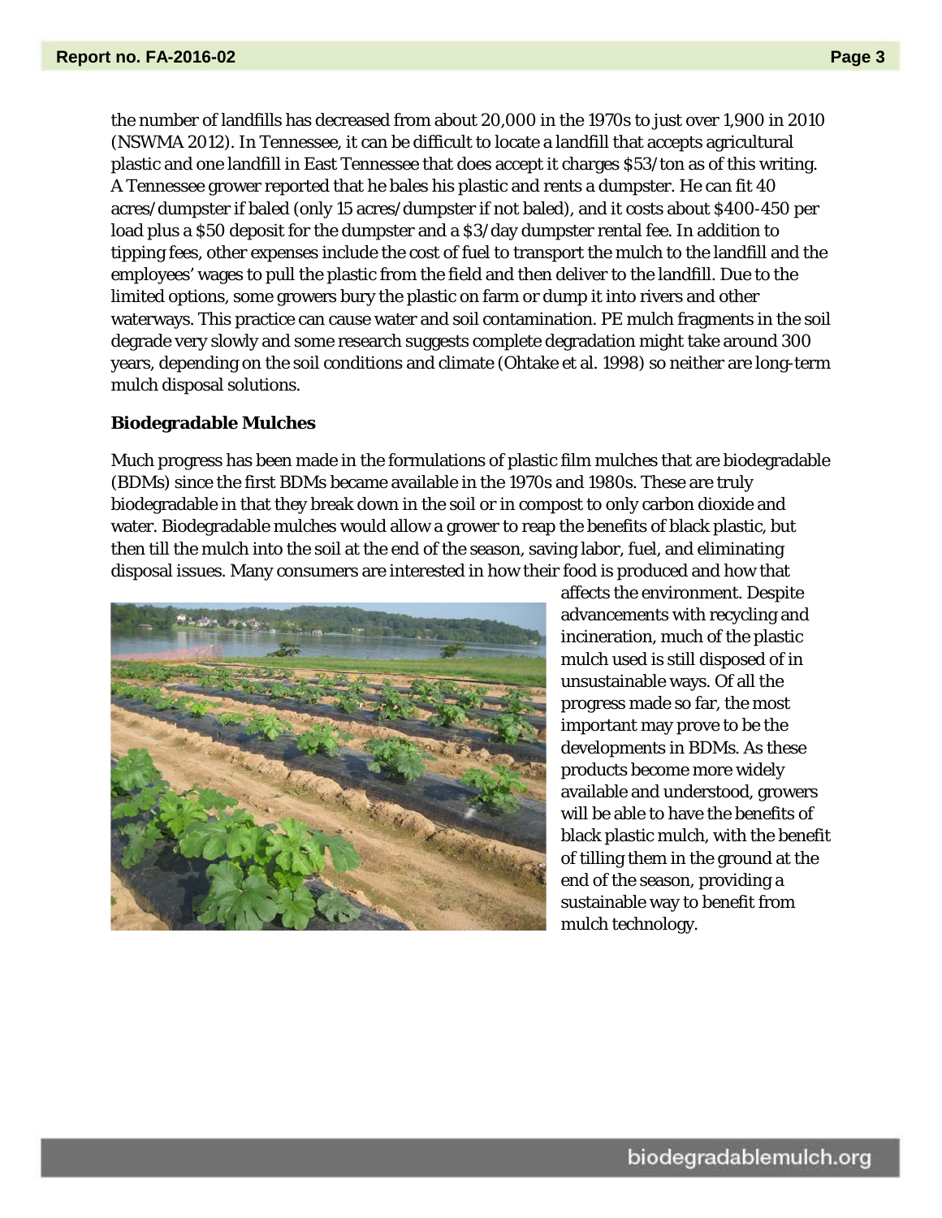the number of landfills has decreased from about 20,000 in the 1970s to just over 1,900 in 2010 (NSWMA 2012). In Tennessee, it can be difficult to locate a landfill that accepts agricultural plastic and one landfill in East Tennessee that does accept it charges $53/ton as of this writing. A Tennessee grower reported that he bales his plastic and rents a dumpster. He can fit 40 acres/dumpster if baled (only 15 acres/dumpster if not baled), and it costs about $400-450 per load plus a $50 deposit for the dumpster and a $3/day dumpster rental fee. In addition to tipping fees, other expenses include the cost of fuel to transport the mulch to the landfill and the employees' wages to pull the plastic from the field and then deliver to the landfill. Due to the limited options, some growers bury the plastic on farm or dump it into rivers and other waterways. This practice can cause water and soil contamination. PE mulch fragments in the soil degrade very slowly and some research suggests complete degradation might take around 300 years, depending on the soil conditions and climate (Ohtake et al. 1998) so neither are long-term mulch disposal solutions.

**Biodegradable Mulches**

Much progress has been made in the formulations of plastic film mulches that are biodegradable (BDMs) since the first BDMs became available in the 1970s and 1980s. These are truly biodegradable in that they break down in the soil or in compost to only carbon dioxide and water. Biodegradable mulches would allow a grower to reap the benefits of black plastic, but then till the mulch into the soil at the end of the season, saving labor, fuel, and eliminating disposal issues. Many consumers are interested in how their food is produced and how that affects the environment. Despite advancements with recycling and incineration, much of the plastic mulch used is still disposed of in unsustainable ways. Of all the progress made so far, the most important may prove to be the developments in BDMs. As these products become more widely available and understood, growers will be able to have the benefits of black plastic mulch, with the benefit of tilling them in the ground at the end of the season, providing a sustainable way to benefit from mulch technology.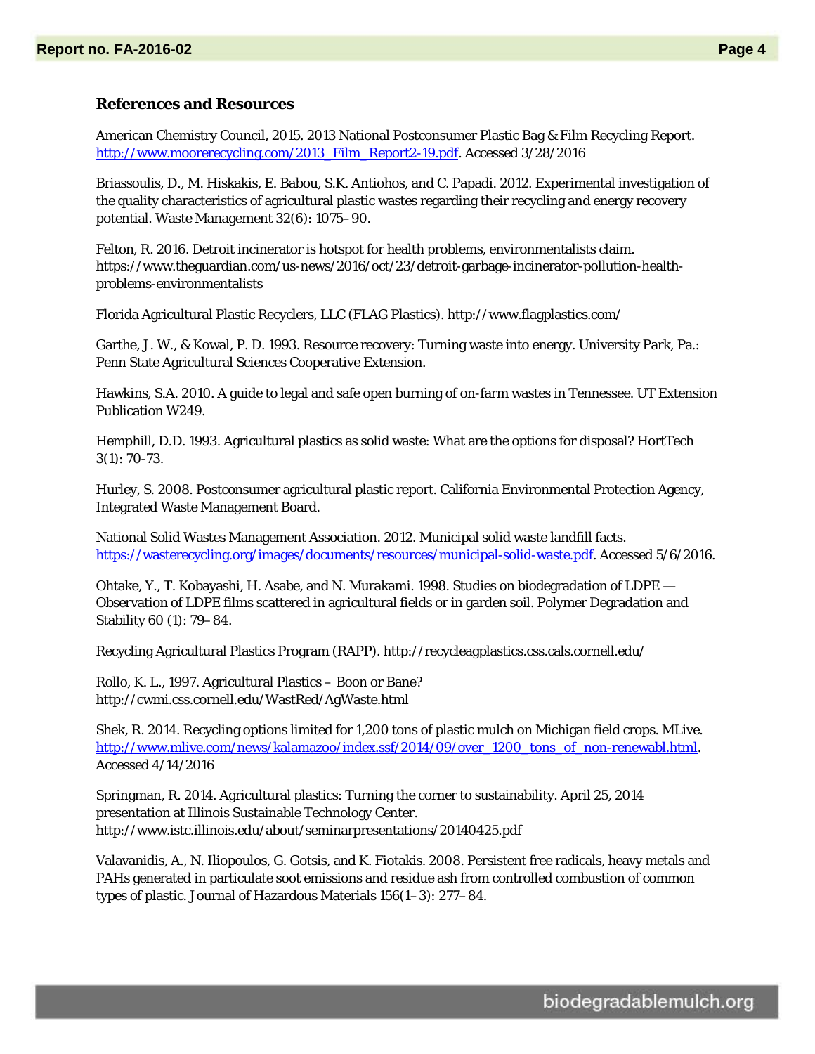### References and Resources

American Chemistry Council, 2015. 2013 National Postconsumer Plastic Bag & Film Recycling Report. http://www.moorerecycling.com/2013_Film_Report2-19.pdf. Accessed 3/28/2016

Briassoulis, D., M. Hiskakis, E. Babou, S.K. Antiohos, and C. Papadi. 2012. Experimental investigation of the quality characteristics of agricultural plastic wastes regarding their recycling and energy recovery potential. Waste Management 32(6): 1075–90.

Felton, R. 2016. Detroit incinerator is hotspot for health problems, environmentalists claim. https://www.theguardian.com/us-news/2016/oct/23/detroit-garbage-incinerator-pollution-health-problems-environmentalists

Florida Agricultural Plastic Recyclers, LLC (FLAG Plastics). http://www.flagplastics.com/

Garthe, J. W., & Kowal, P. D. 1993. Resource recovery: Turning waste into energy. University Park, Pa.: Penn State Agricultural Sciences Cooperative Extension.

Hawkins, S.A. 2010. A guide to legal and safe open burning of on-farm wastes in Tennessee. UT Extension Publication W249.

Hemphill, D.D. 1993. Agricultural plastics as solid waste: What are the options for disposal? HortTech 3(1): 70-73.

Hurley, S. 2008. Postconsumer agricultural plastic report. California Environmental Protection Agency, Integrated Waste Management Board.

National Solid Wastes Management Association. 2012. Municipal solid waste landfill facts. https://wasterecycling.org/images/documents/resources/municipal-solid-waste.pdf. Accessed 5/6/2016.

Ohtake, Y., T. Kobayashi, H. Asabe, and N. Murakami. 1998. Studies on biodegradation of LDPE — Observation of LDPE films scattered in agricultural fields or in garden soil. Polymer Degradation and Stability 60 (1): 79–84.

Recycling Agricultural Plastics Program (RAPP). http://recycleagplastics.css.cals.cornell.edu/

Rollo, K. L., 1997. Agricultural Plastics – Boon or Bane? http://cwmi.css.cornell.edu/WastRed/AgWaste.html

Shek, R. 2014. Recycling options limited for 1,200 tons of plastic mulch on Michigan field crops. MLive. http://www.mlive.com/news/kalamazoo/index.ssf/2014/09/over_1200_tons_of_non-renewabl.html. Accessed 4/14/2016

Springman, R. 2014. Agricultural plastics: Turning the corner to sustainability. April 25, 2014 presentation at Illinois Sustainable Technology Center. http://www.istc.illinois.edu/about/seminarpresentations/20140425.pdf

Valavanidis, A., N. Iliopoulos, G. Gotsis, and K. Fiotakis. 2008. Persistent free radicals, heavy metals and PAHs generated in particulate soot emissions and residue ash from controlled combustion of common types of plastic. Journal of Hazardous Materials 156(1–3): 277–84.